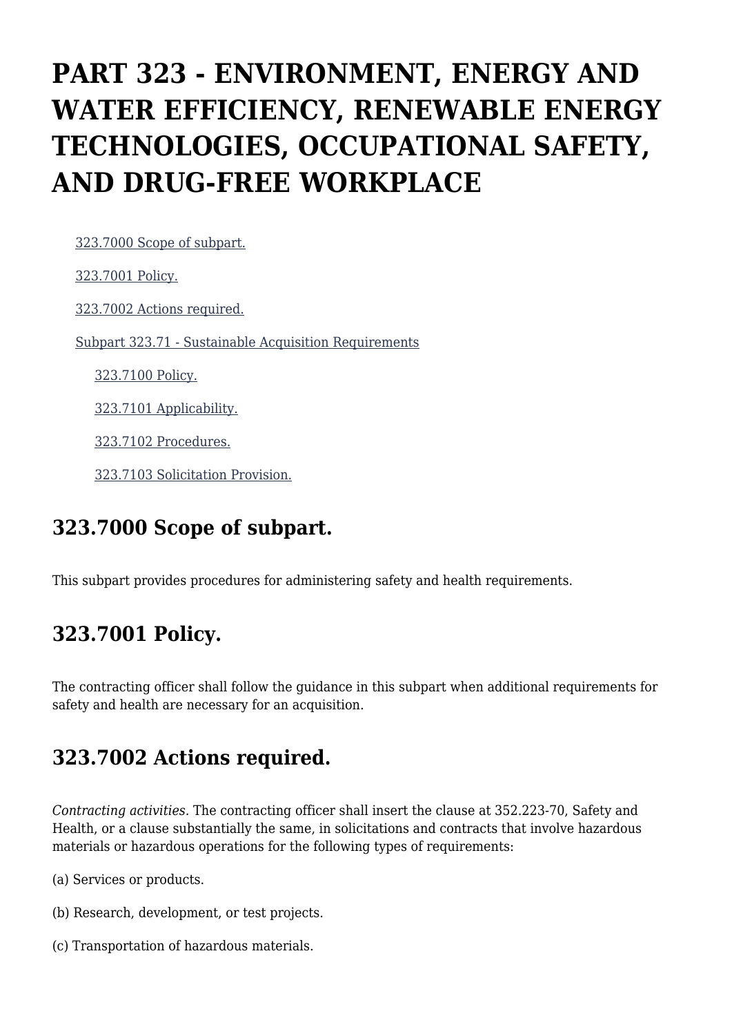# PART 323 - ENVIRONMENT, ENERGY AND WATER EFFICIENCY, RENEWABLE ENERGY TECHNOLOGIES, OCCUPATIONAL SAFETY, AND DRUG-FREE WORKPLACE

- 323.7000 Scope of subpart.
- 323.7001 Policy.
- 323.7002 Actions required.
- Subpart 323.71 - Sustainable Acquisition Requirements
  - 323.7100 Policy.
  - 323.7101 Applicability.
  - 323.7102 Procedures.
  - 323.7103 Solicitation Provision.

## 323.7000 Scope of subpart.

This subpart provides procedures for administering safety and health requirements.

## 323.7001 Policy.

The contracting officer shall follow the guidance in this subpart when additional requirements for safety and health are necessary for an acquisition.

## 323.7002 Actions required.

*Contracting activities.* The contracting officer shall insert the clause at 352.223-70, Safety and Health, or a clause substantially the same, in solicitations and contracts that involve hazardous materials or hazardous operations for the following types of requirements:

(a) Services or products.

(b) Research, development, or test projects.

(c) Transportation of hazardous materials.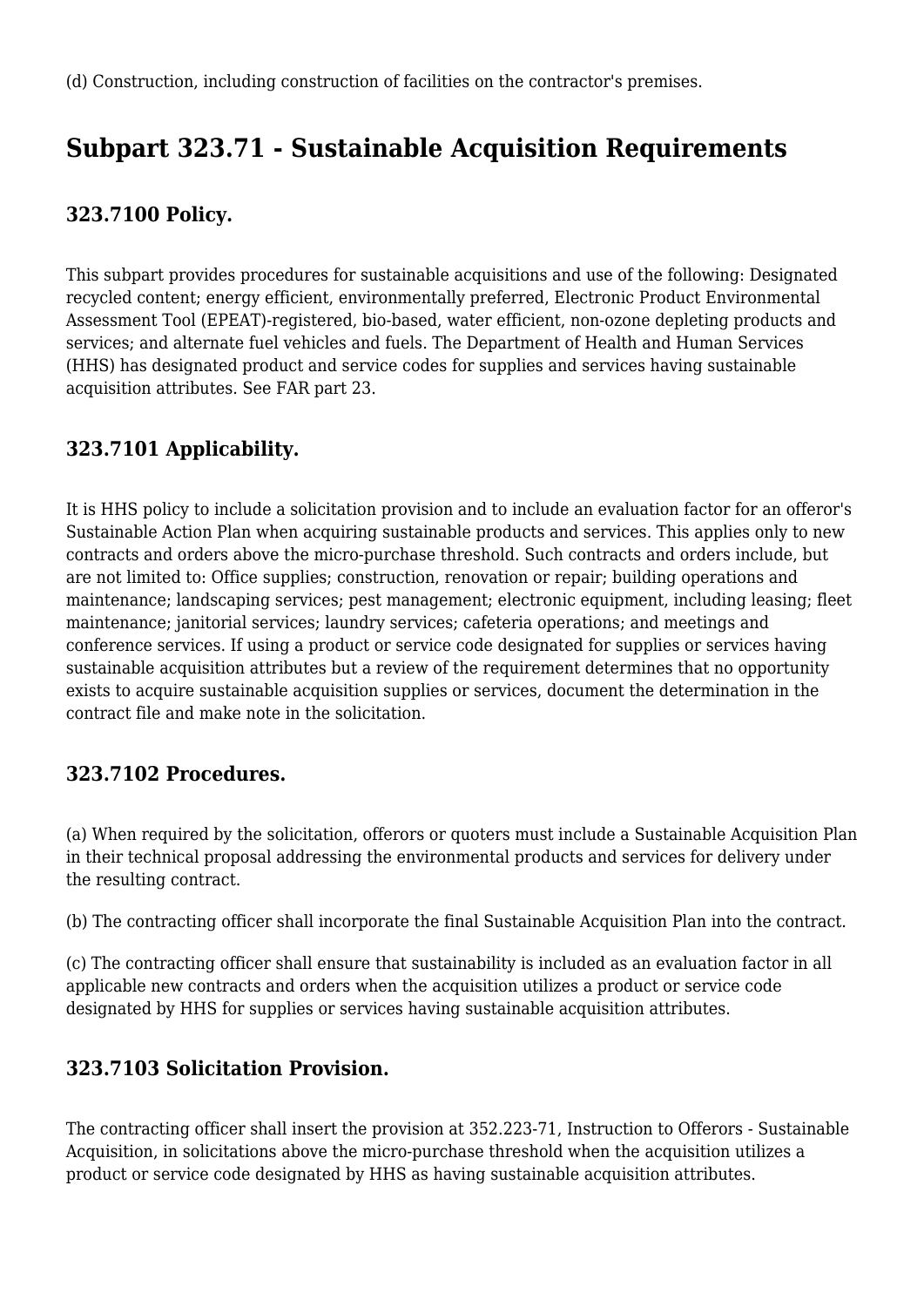(d) Construction, including construction of facilities on the contractor's premises.

## Subpart 323.71 - Sustainable Acquisition Requirements

### 323.7100 Policy.

This subpart provides procedures for sustainable acquisitions and use of the following: Designated recycled content; energy efficient, environmentally preferred, Electronic Product Environmental Assessment Tool (EPEAT)-registered, bio-based, water efficient, non-ozone depleting products and services; and alternate fuel vehicles and fuels. The Department of Health and Human Services (HHS) has designated product and service codes for supplies and services having sustainable acquisition attributes. See FAR part 23.

### 323.7101 Applicability.

It is HHS policy to include a solicitation provision and to include an evaluation factor for an offeror's Sustainable Action Plan when acquiring sustainable products and services. This applies only to new contracts and orders above the micro-purchase threshold. Such contracts and orders include, but are not limited to: Office supplies; construction, renovation or repair; building operations and maintenance; landscaping services; pest management; electronic equipment, including leasing; fleet maintenance; janitorial services; laundry services; cafeteria operations; and meetings and conference services. If using a product or service code designated for supplies or services having sustainable acquisition attributes but a review of the requirement determines that no opportunity exists to acquire sustainable acquisition supplies or services, document the determination in the contract file and make note in the solicitation.

### 323.7102 Procedures.

(a) When required by the solicitation, offerors or quoters must include a Sustainable Acquisition Plan in their technical proposal addressing the environmental products and services for delivery under the resulting contract.

(b) The contracting officer shall incorporate the final Sustainable Acquisition Plan into the contract.

(c) The contracting officer shall ensure that sustainability is included as an evaluation factor in all applicable new contracts and orders when the acquisition utilizes a product or service code designated by HHS for supplies or services having sustainable acquisition attributes.

### 323.7103 Solicitation Provision.

The contracting officer shall insert the provision at 352.223-71, Instruction to Offerors - Sustainable Acquisition, in solicitations above the micro-purchase threshold when the acquisition utilizes a product or service code designated by HHS as having sustainable acquisition attributes.